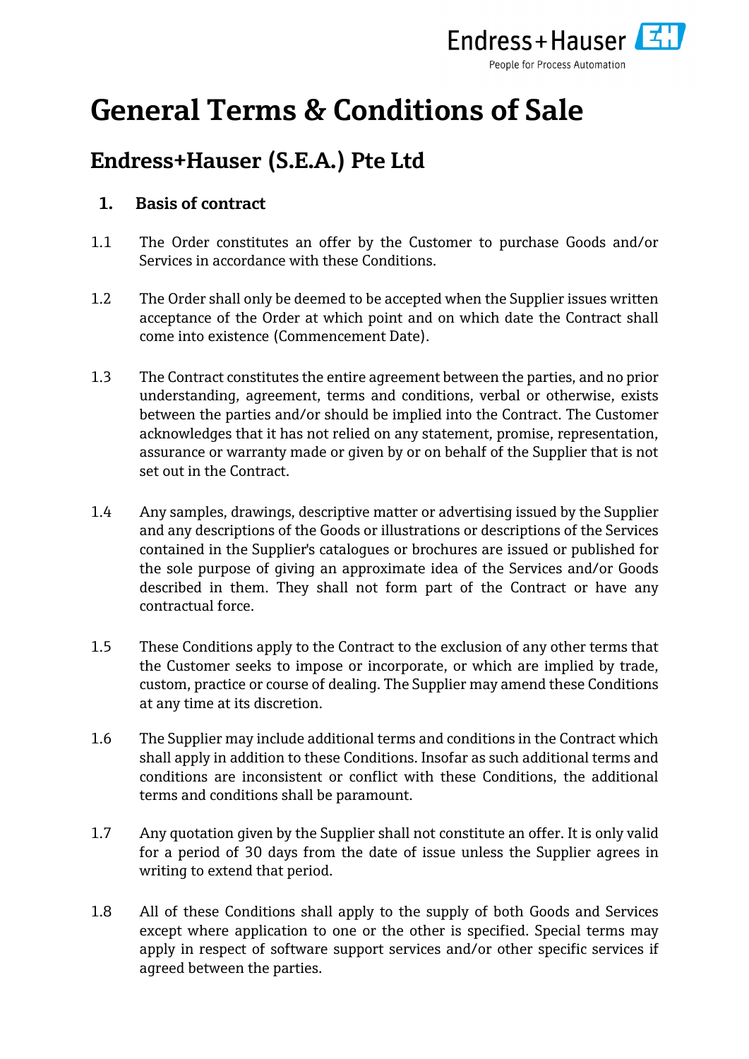# General Terms & Conditions of Sale

## Endress+Hauser (S.E.A.) Pte Ltd

### 1. Basis of contract

1.1 The Order constitutes an offer by the Customer to purchase Goods and/or Services in accordance with these Conditions.

1.2 The Order shall only be deemed to be accepted when the Supplier issues written acceptance of the Order at which point and on which date the Contract shall come into existence (Commencement Date).

1.3 The Contract constitutes the entire agreement between the parties, and no prior understanding, agreement, terms and conditions, verbal or otherwise, exists between the parties and/or should be implied into the Contract. The Customer acknowledges that it has not relied on any statement, promise, representation, assurance or warranty made or given by or on behalf of the Supplier that is not set out in the Contract.

1.4 Any samples, drawings, descriptive matter or advertising issued by the Supplier and any descriptions of the Goods or illustrations or descriptions of the Services contained in the Supplier's catalogues or brochures are issued or published for the sole purpose of giving an approximate idea of the Services and/or Goods described in them. They shall not form part of the Contract or have any contractual force.

1.5 These Conditions apply to the Contract to the exclusion of any other terms that the Customer seeks to impose or incorporate, or which are implied by trade, custom, practice or course of dealing. The Supplier may amend these Conditions at any time at its discretion.

1.6 The Supplier may include additional terms and conditions in the Contract which shall apply in addition to these Conditions. Insofar as such additional terms and conditions are inconsistent or conflict with these Conditions, the additional terms and conditions shall be paramount.

1.7 Any quotation given by the Supplier shall not constitute an offer. It is only valid for a period of 30 days from the date of issue unless the Supplier agrees in writing to extend that period.

1.8 All of these Conditions shall apply to the supply of both Goods and Services except where application to one or the other is specified. Special terms may apply in respect of software support services and/or other specific services if agreed between the parties.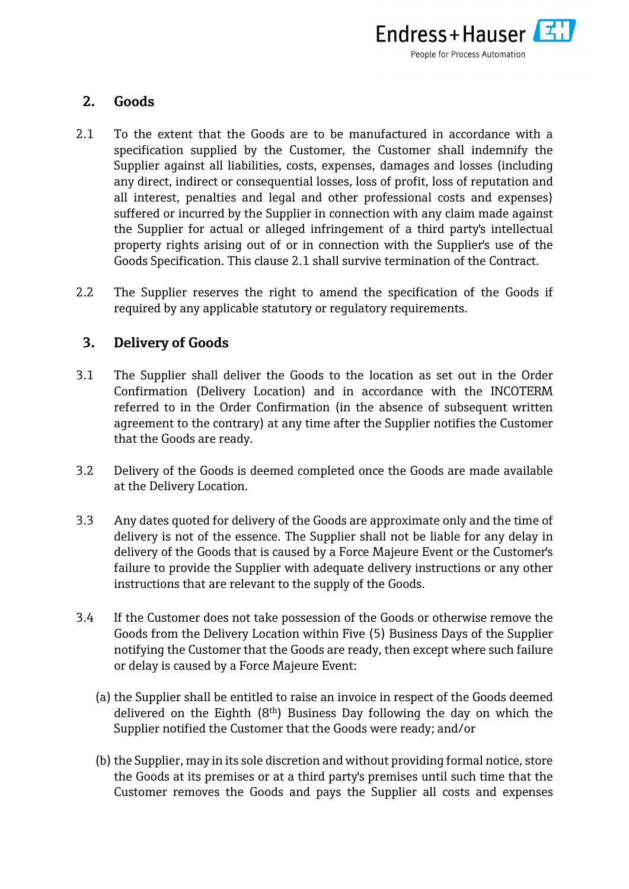## 2. Goods

2.1 To the extent that the Goods are to be manufactured in accordance with a specification supplied by the Customer, the Customer shall indemnify the Supplier against all liabilities, costs, expenses, damages and losses (including any direct, indirect or consequential losses, loss of profit, loss of reputation and all interest, penalties and legal and other professional costs and expenses) suffered or incurred by the Supplier in connection with any claim made against the Supplier for actual or alleged infringement of a third party's intellectual property rights arising out of or in connection with the Supplier's use of the Goods Specification. This clause 2.1 shall survive termination of the Contract.

2.2 The Supplier reserves the right to amend the specification of the Goods if required by any applicable statutory or regulatory requirements.

## 3. Delivery of Goods

3.1 The Supplier shall deliver the Goods to the location as set out in the Order Confirmation (Delivery Location) and in accordance with the INCOTERM referred to in the Order Confirmation (in the absence of subsequent written agreement to the contrary) at any time after the Supplier notifies the Customer that the Goods are ready.

3.2 Delivery of the Goods is deemed completed once the Goods are made available at the Delivery Location.

3.3 Any dates quoted for delivery of the Goods are approximate only and the time of delivery is not of the essence. The Supplier shall not be liable for any delay in delivery of the Goods that is caused by a Force Majeure Event or the Customer's failure to provide the Supplier with adequate delivery instructions or any other instructions that are relevant to the supply of the Goods.

3.4 If the Customer does not take possession of the Goods or otherwise remove the Goods from the Delivery Location within Five (5) Business Days of the Supplier notifying the Customer that the Goods are ready, then except where such failure or delay is caused by a Force Majeure Event:

(a) the Supplier shall be entitled to raise an invoice in respect of the Goods deemed delivered on the Eighth (8th) Business Day following the day on which the Supplier notified the Customer that the Goods were ready; and/or

(b) the Supplier, may in its sole discretion and without providing formal notice, store the Goods at its premises or at a third party's premises until such time that the Customer removes the Goods and pays the Supplier all costs and expenses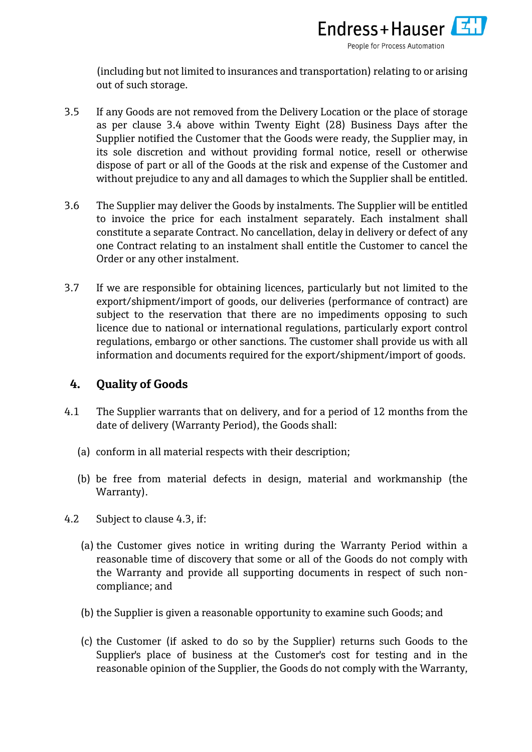(including but not limited to insurances and transportation) relating to or arising out of such storage.

3.5 If any Goods are not removed from the Delivery Location or the place of storage as per clause 3.4 above within Twenty Eight (28) Business Days after the Supplier notified the Customer that the Goods were ready, the Supplier may, in its sole discretion and without providing formal notice, resell or otherwise dispose of part or all of the Goods at the risk and expense of the Customer and without prejudice to any and all damages to which the Supplier shall be entitled.

3.6 The Supplier may deliver the Goods by instalments. The Supplier will be entitled to invoice the price for each instalment separately. Each instalment shall constitute a separate Contract. No cancellation, delay in delivery or defect of any one Contract relating to an instalment shall entitle the Customer to cancel the Order or any other instalment.

3.7 If we are responsible for obtaining licences, particularly but not limited to the export/shipment/import of goods, our deliveries (performance of contract) are subject to the reservation that there are no impediments opposing to such licence due to national or international regulations, particularly export control regulations, embargo or other sanctions. The customer shall provide us with all information and documents required for the export/shipment/import of goods.

## 4. Quality of Goods

4.1 The Supplier warrants that on delivery, and for a period of 12 months from the date of delivery (Warranty Period), the Goods shall:

(a) conform in all material respects with their description;

(b) be free from material defects in design, material and workmanship (the Warranty).

4.2 Subject to clause 4.3, if:

(a) the Customer gives notice in writing during the Warranty Period within a reasonable time of discovery that some or all of the Goods do not comply with the Warranty and provide all supporting documents in respect of such non-compliance; and

(b) the Supplier is given a reasonable opportunity to examine such Goods; and

(c) the Customer (if asked to do so by the Supplier) returns such Goods to the Supplier's place of business at the Customer's cost for testing and in the reasonable opinion of the Supplier, the Goods do not comply with the Warranty,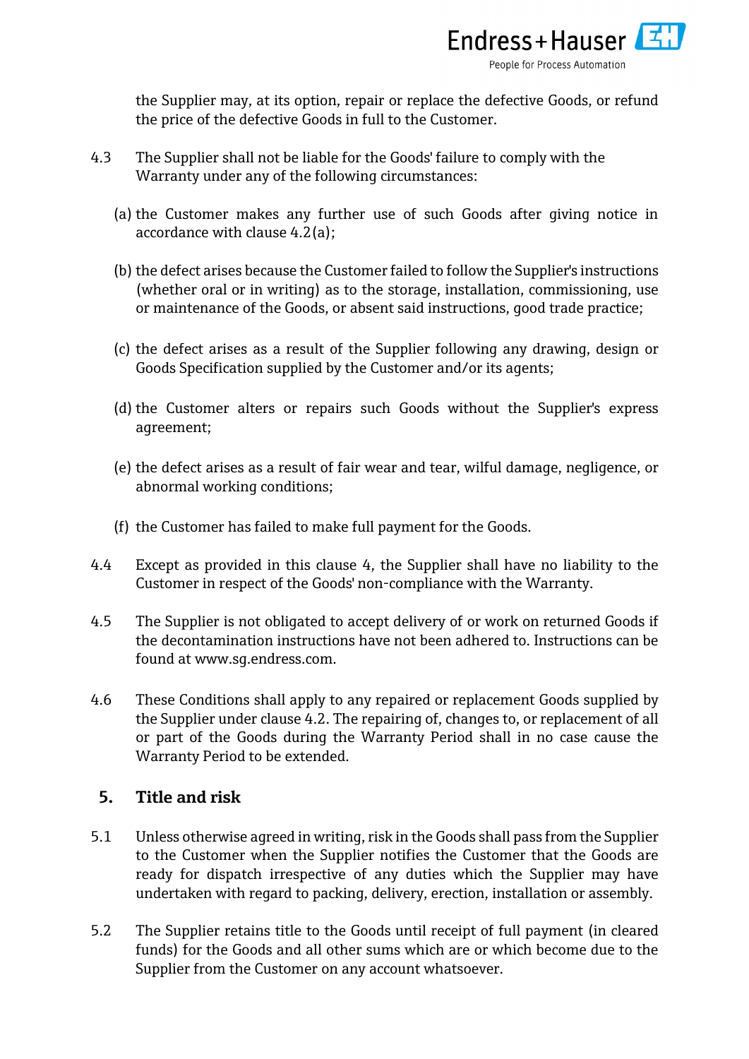the Supplier may, at its option, repair or replace the defective Goods, or refund the price of the defective Goods in full to the Customer.

4.3 The Supplier shall not be liable for the Goods' failure to comply with the Warranty under any of the following circumstances:

(a) the Customer makes any further use of such Goods after giving notice in accordance with clause 4.2(a);

(b) the defect arises because the Customer failed to follow the Supplier's instructions (whether oral or in writing) as to the storage, installation, commissioning, use or maintenance of the Goods, or absent said instructions, good trade practice;

(c) the defect arises as a result of the Supplier following any drawing, design or Goods Specification supplied by the Customer and/or its agents;

(d) the Customer alters or repairs such Goods without the Supplier's express agreement;

(e) the defect arises as a result of fair wear and tear, wilful damage, negligence, or abnormal working conditions;

(f) the Customer has failed to make full payment for the Goods.

4.4 Except as provided in this clause 4, the Supplier shall have no liability to the Customer in respect of the Goods' non-compliance with the Warranty.

4.5 The Supplier is not obligated to accept delivery of or work on returned Goods if the decontamination instructions have not been adhered to. Instructions can be found at www.sg.endress.com.

4.6 These Conditions shall apply to any repaired or replacement Goods supplied by the Supplier under clause 4.2. The repairing of, changes to, or replacement of all or part of the Goods during the Warranty Period shall in no case cause the Warranty Period to be extended.

## 5. Title and risk

5.1 Unless otherwise agreed in writing, risk in the Goods shall pass from the Supplier to the Customer when the Supplier notifies the Customer that the Goods are ready for dispatch irrespective of any duties which the Supplier may have undertaken with regard to packing, delivery, erection, installation or assembly.

5.2 The Supplier retains title to the Goods until receipt of full payment (in cleared funds) for the Goods and all other sums which are or which become due to the Supplier from the Customer on any account whatsoever.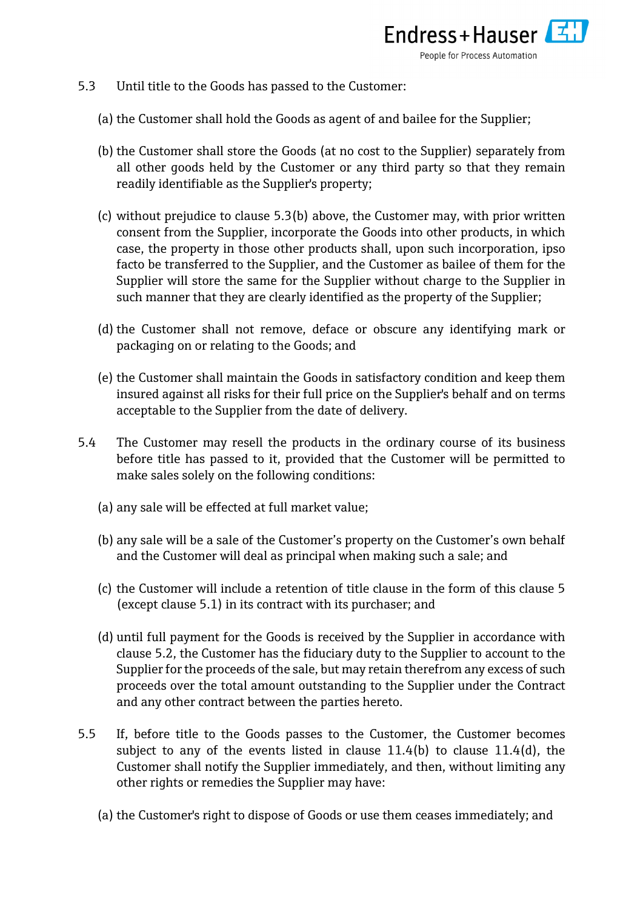5.3 Until title to the Goods has passed to the Customer:

(a) the Customer shall hold the Goods as agent of and bailee for the Supplier;

(b) the Customer shall store the Goods (at no cost to the Supplier) separately from all other goods held by the Customer or any third party so that they remain readily identifiable as the Supplier's property;

(c) without prejudice to clause 5.3(b) above, the Customer may, with prior written consent from the Supplier, incorporate the Goods into other products, in which case, the property in those other products shall, upon such incorporation, ipso facto be transferred to the Supplier, and the Customer as bailee of them for the Supplier will store the same for the Supplier without charge to the Supplier in such manner that they are clearly identified as the property of the Supplier;

(d) the Customer shall not remove, deface or obscure any identifying mark or packaging on or relating to the Goods; and

(e) the Customer shall maintain the Goods in satisfactory condition and keep them insured against all risks for their full price on the Supplier's behalf and on terms acceptable to the Supplier from the date of delivery.

5.4 The Customer may resell the products in the ordinary course of its business before title has passed to it, provided that the Customer will be permitted to make sales solely on the following conditions:

(a) any sale will be effected at full market value;

(b) any sale will be a sale of the Customer's property on the Customer's own behalf and the Customer will deal as principal when making such a sale; and

(c) the Customer will include a retention of title clause in the form of this clause 5 (except clause 5.1) in its contract with its purchaser; and

(d) until full payment for the Goods is received by the Supplier in accordance with clause 5.2, the Customer has the fiduciary duty to the Supplier to account to the Supplier for the proceeds of the sale, but may retain therefrom any excess of such proceeds over the total amount outstanding to the Supplier under the Contract and any other contract between the parties hereto.

5.5 If, before title to the Goods passes to the Customer, the Customer becomes subject to any of the events listed in clause 11.4(b) to clause 11.4(d), the Customer shall notify the Supplier immediately, and then, without limiting any other rights or remedies the Supplier may have:

(a) the Customer's right to dispose of Goods or use them ceases immediately; and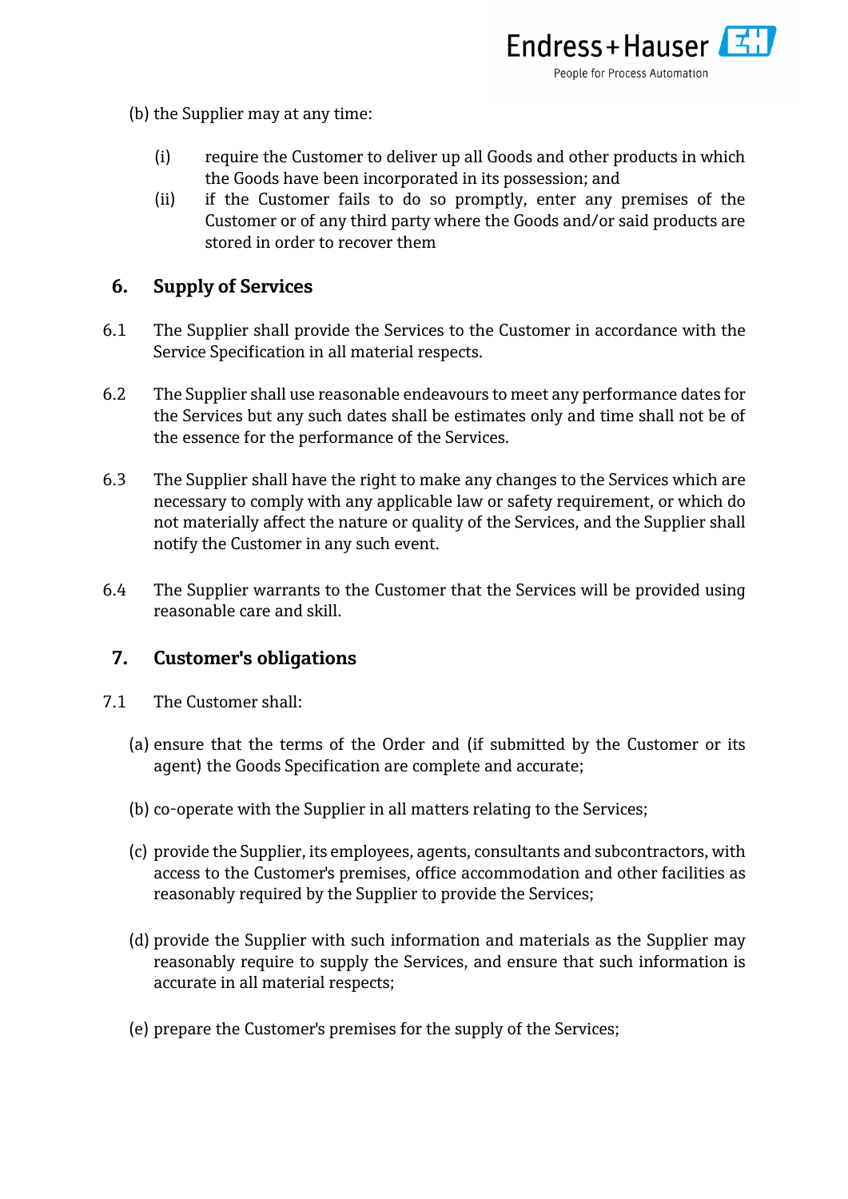(b) the Supplier may at any time:

(i) require the Customer to deliver up all Goods and other products in which the Goods have been incorporated in its possession; and

(ii) if the Customer fails to do so promptly, enter any premises of the Customer or of any third party where the Goods and/or said products are stored in order to recover them

## 6. Supply of Services

6.1 The Supplier shall provide the Services to the Customer in accordance with the Service Specification in all material respects.

6.2 The Supplier shall use reasonable endeavours to meet any performance dates for the Services but any such dates shall be estimates only and time shall not be of the essence for the performance of the Services.

6.3 The Supplier shall have the right to make any changes to the Services which are necessary to comply with any applicable law or safety requirement, or which do not materially affect the nature or quality of the Services, and the Supplier shall notify the Customer in any such event.

6.4 The Supplier warrants to the Customer that the Services will be provided using reasonable care and skill.

## 7. Customer's obligations

7.1 The Customer shall:

(a) ensure that the terms of the Order and (if submitted by the Customer or its agent) the Goods Specification are complete and accurate;

(b) co-operate with the Supplier in all matters relating to the Services;

(c) provide the Supplier, its employees, agents, consultants and subcontractors, with access to the Customer's premises, office accommodation and other facilities as reasonably required by the Supplier to provide the Services;

(d) provide the Supplier with such information and materials as the Supplier may reasonably require to supply the Services, and ensure that such information is accurate in all material respects;

(e) prepare the Customer's premises for the supply of the Services;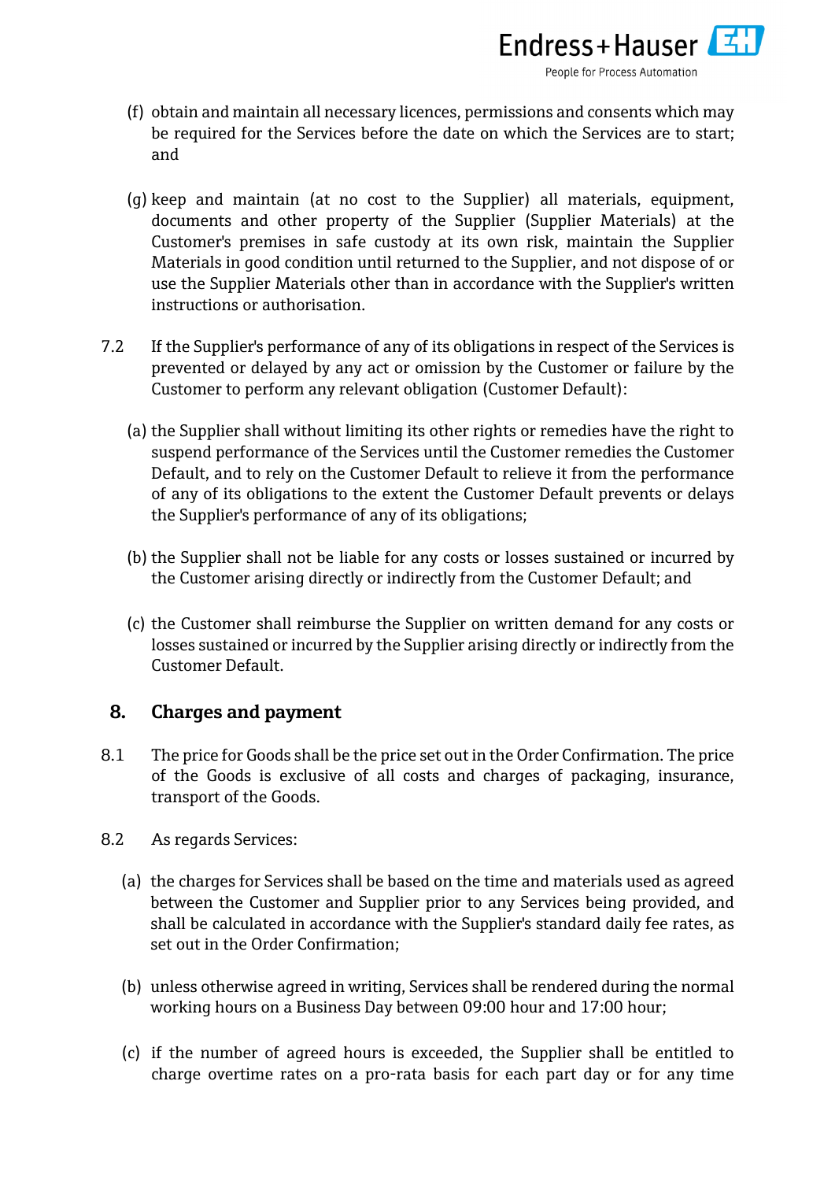(f) obtain and maintain all necessary licences, permissions and consents which may be required for the Services before the date on which the Services are to start; and

(g) keep and maintain (at no cost to the Supplier) all materials, equipment, documents and other property of the Supplier (Supplier Materials) at the Customer's premises in safe custody at its own risk, maintain the Supplier Materials in good condition until returned to the Supplier, and not dispose of or use the Supplier Materials other than in accordance with the Supplier's written instructions or authorisation.

7.2 If the Supplier's performance of any of its obligations in respect of the Services is prevented or delayed by any act or omission by the Customer or failure by the Customer to perform any relevant obligation (Customer Default):

(a) the Supplier shall without limiting its other rights or remedies have the right to suspend performance of the Services until the Customer remedies the Customer Default, and to rely on the Customer Default to relieve it from the performance of any of its obligations to the extent the Customer Default prevents or delays the Supplier's performance of any of its obligations;

(b) the Supplier shall not be liable for any costs or losses sustained or incurred by the Customer arising directly or indirectly from the Customer Default; and

(c) the Customer shall reimburse the Supplier on written demand for any costs or losses sustained or incurred by the Supplier arising directly or indirectly from the Customer Default.

## 8. Charges and payment

8.1 The price for Goods shall be the price set out in the Order Confirmation. The price of the Goods is exclusive of all costs and charges of packaging, insurance, transport of the Goods.

8.2 As regards Services:

(a) the charges for Services shall be based on the time and materials used as agreed between the Customer and Supplier prior to any Services being provided, and shall be calculated in accordance with the Supplier's standard daily fee rates, as set out in the Order Confirmation;

(b) unless otherwise agreed in writing, Services shall be rendered during the normal working hours on a Business Day between 09:00 hour and 17:00 hour;

(c) if the number of agreed hours is exceeded, the Supplier shall be entitled to charge overtime rates on a pro-rata basis for each part day or for any time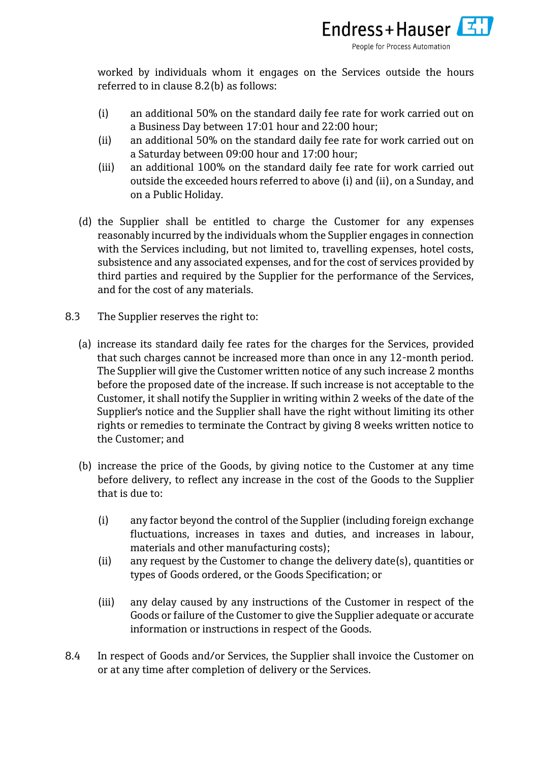worked by individuals whom it engages on the Services outside the hours referred to in clause 8.2(b) as follows:

- (i) an additional 50% on the standard daily fee rate for work carried out on a Business Day between 17:01 hour and 22:00 hour;
- (ii) an additional 50% on the standard daily fee rate for work carried out on a Saturday between 09:00 hour and 17:00 hour;
- (iii) an additional 100% on the standard daily fee rate for work carried out outside the exceeded hours referred to above (i) and (ii), on a Sunday, and on a Public Holiday.

(d) the Supplier shall be entitled to charge the Customer for any expenses reasonably incurred by the individuals whom the Supplier engages in connection with the Services including, but not limited to, travelling expenses, hotel costs, subsistence and any associated expenses, and for the cost of services provided by third parties and required by the Supplier for the performance of the Services, and for the cost of any materials.

8.3 The Supplier reserves the right to:

(a) increase its standard daily fee rates for the charges for the Services, provided that such charges cannot be increased more than once in any 12-month period. The Supplier will give the Customer written notice of any such increase 2 months before the proposed date of the increase. If such increase is not acceptable to the Customer, it shall notify the Supplier in writing within 2 weeks of the date of the Supplier's notice and the Supplier shall have the right without limiting its other rights or remedies to terminate the Contract by giving 8 weeks written notice to the Customer; and

(b) increase the price of the Goods, by giving notice to the Customer at any time before delivery, to reflect any increase in the cost of the Goods to the Supplier that is due to:

- (i) any factor beyond the control of the Supplier (including foreign exchange fluctuations, increases in taxes and duties, and increases in labour, materials and other manufacturing costs);
- (ii) any request by the Customer to change the delivery date(s), quantities or types of Goods ordered, or the Goods Specification; or
- (iii) any delay caused by any instructions of the Customer in respect of the Goods or failure of the Customer to give the Supplier adequate or accurate information or instructions in respect of the Goods.

8.4 In respect of Goods and/or Services, the Supplier shall invoice the Customer on or at any time after completion of delivery or the Services.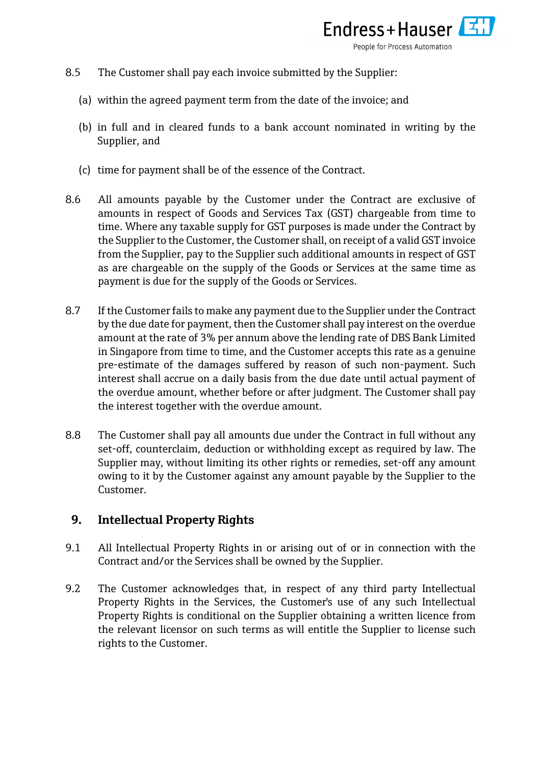8.5 The Customer shall pay each invoice submitted by the Supplier:

(a) within the agreed payment term from the date of the invoice; and

(b) in full and in cleared funds to a bank account nominated in writing by the Supplier, and

(c) time for payment shall be of the essence of the Contract.

8.6 All amounts payable by the Customer under the Contract are exclusive of amounts in respect of Goods and Services Tax (GST) chargeable from time to time. Where any taxable supply for GST purposes is made under the Contract by the Supplier to the Customer, the Customer shall, on receipt of a valid GST invoice from the Supplier, pay to the Supplier such additional amounts in respect of GST as are chargeable on the supply of the Goods or Services at the same time as payment is due for the supply of the Goods or Services.

8.7 If the Customer fails to make any payment due to the Supplier under the Contract by the due date for payment, then the Customer shall pay interest on the overdue amount at the rate of 3% per annum above the lending rate of DBS Bank Limited in Singapore from time to time, and the Customer accepts this rate as a genuine pre-estimate of the damages suffered by reason of such non-payment. Such interest shall accrue on a daily basis from the due date until actual payment of the overdue amount, whether before or after judgment. The Customer shall pay the interest together with the overdue amount.

8.8 The Customer shall pay all amounts due under the Contract in full without any set-off, counterclaim, deduction or withholding except as required by law. The Supplier may, without limiting its other rights or remedies, set-off any amount owing to it by the Customer against any amount payable by the Supplier to the Customer.

## 9. Intellectual Property Rights

9.1 All Intellectual Property Rights in or arising out of or in connection with the Contract and/or the Services shall be owned by the Supplier.

9.2 The Customer acknowledges that, in respect of any third party Intellectual Property Rights in the Services, the Customer's use of any such Intellectual Property Rights is conditional on the Supplier obtaining a written licence from the relevant licensor on such terms as will entitle the Supplier to license such rights to the Customer.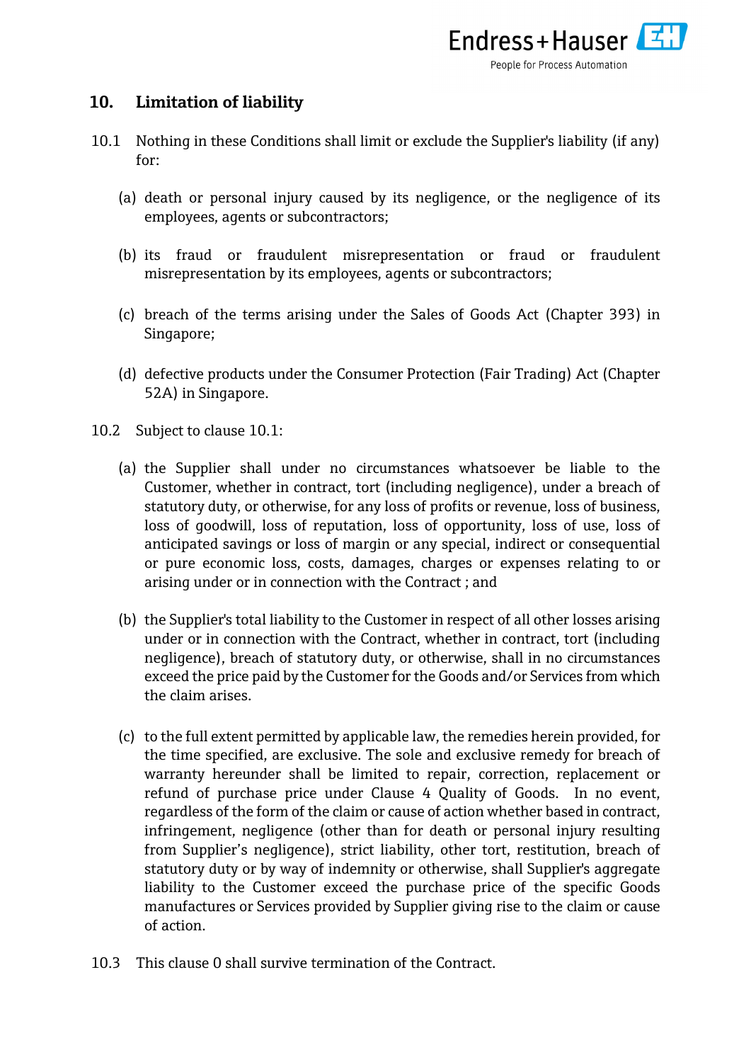## 10. Limitation of liability

10.1 Nothing in these Conditions shall limit or exclude the Supplier's liability (if any) for:

(a) death or personal injury caused by its negligence, or the negligence of its employees, agents or subcontractors;

(b) its fraud or fraudulent misrepresentation or fraud or fraudulent misrepresentation by its employees, agents or subcontractors;

(c) breach of the terms arising under the Sales of Goods Act (Chapter 393) in Singapore;

(d) defective products under the Consumer Protection (Fair Trading) Act (Chapter 52A) in Singapore.

10.2 Subject to clause 10.1:

(a) the Supplier shall under no circumstances whatsoever be liable to the Customer, whether in contract, tort (including negligence), under a breach of statutory duty, or otherwise, for any loss of profits or revenue, loss of business, loss of goodwill, loss of reputation, loss of opportunity, loss of use, loss of anticipated savings or loss of margin or any special, indirect or consequential or pure economic loss, costs, damages, charges or expenses relating to or arising under or in connection with the Contract ; and

(b) the Supplier's total liability to the Customer in respect of all other losses arising under or in connection with the Contract, whether in contract, tort (including negligence), breach of statutory duty, or otherwise, shall in no circumstances exceed the price paid by the Customer for the Goods and/or Services from which the claim arises.

(c) to the full extent permitted by applicable law, the remedies herein provided, for the time specified, are exclusive. The sole and exclusive remedy for breach of warranty hereunder shall be limited to repair, correction, replacement or refund of purchase price under Clause 4 Quality of Goods. In no event, regardless of the form of the claim or cause of action whether based in contract, infringement, negligence (other than for death or personal injury resulting from Supplier's negligence), strict liability, other tort, restitution, breach of statutory duty or by way of indemnity or otherwise, shall Supplier's aggregate liability to the Customer exceed the purchase price of the specific Goods manufactures or Services provided by Supplier giving rise to the claim or cause of action.

10.3 This clause 0 shall survive termination of the Contract.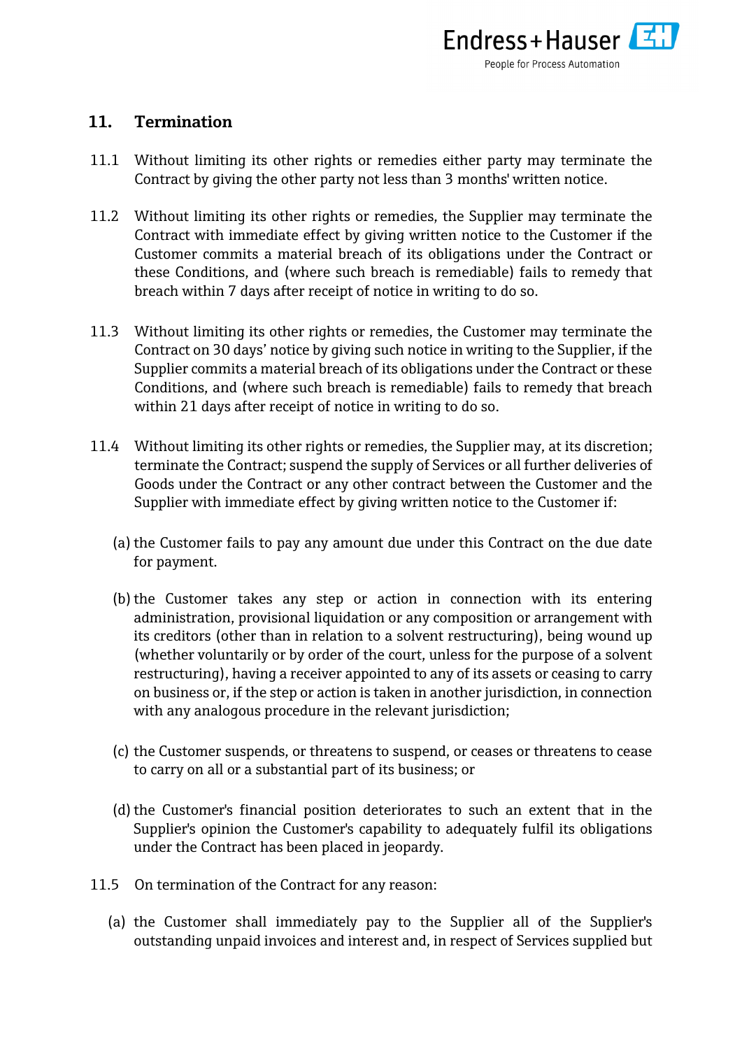## 11. Termination

11.1 Without limiting its other rights or remedies either party may terminate the Contract by giving the other party not less than 3 months' written notice.

11.2 Without limiting its other rights or remedies, the Supplier may terminate the Contract with immediate effect by giving written notice to the Customer if the Customer commits a material breach of its obligations under the Contract or these Conditions, and (where such breach is remediable) fails to remedy that breach within 7 days after receipt of notice in writing to do so.

11.3 Without limiting its other rights or remedies, the Customer may terminate the Contract on 30 days' notice by giving such notice in writing to the Supplier, if the Supplier commits a material breach of its obligations under the Contract or these Conditions, and (where such breach is remediable) fails to remedy that breach within 21 days after receipt of notice in writing to do so.

11.4 Without limiting its other rights or remedies, the Supplier may, at its discretion; terminate the Contract; suspend the supply of Services or all further deliveries of Goods under the Contract or any other contract between the Customer and the Supplier with immediate effect by giving written notice to the Customer if:

(a) the Customer fails to pay any amount due under this Contract on the due date for payment.

(b) the Customer takes any step or action in connection with its entering administration, provisional liquidation or any composition or arrangement with its creditors (other than in relation to a solvent restructuring), being wound up (whether voluntarily or by order of the court, unless for the purpose of a solvent restructuring), having a receiver appointed to any of its assets or ceasing to carry on business or, if the step or action is taken in another jurisdiction, in connection with any analogous procedure in the relevant jurisdiction;

(c) the Customer suspends, or threatens to suspend, or ceases or threatens to cease to carry on all or a substantial part of its business; or

(d) the Customer's financial position deteriorates to such an extent that in the Supplier's opinion the Customer's capability to adequately fulfil its obligations under the Contract has been placed in jeopardy.

11.5 On termination of the Contract for any reason:

(a) the Customer shall immediately pay to the Supplier all of the Supplier's outstanding unpaid invoices and interest and, in respect of Services supplied but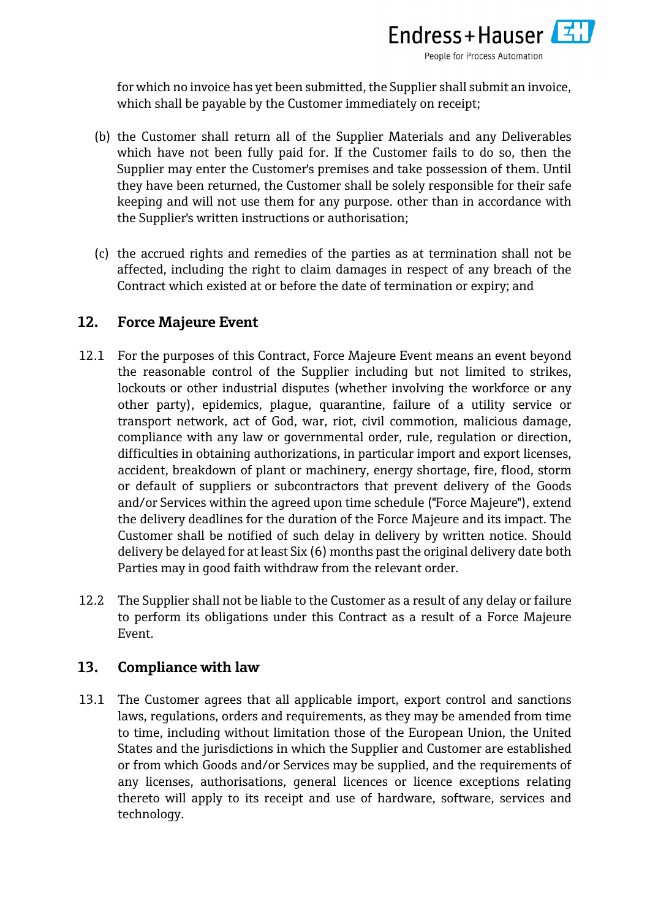for which no invoice has yet been submitted, the Supplier shall submit an invoice, which shall be payable by the Customer immediately on receipt;

(b) the Customer shall return all of the Supplier Materials and any Deliverables which have not been fully paid for. If the Customer fails to do so, then the Supplier may enter the Customer's premises and take possession of them. Until they have been returned, the Customer shall be solely responsible for their safe keeping and will not use them for any purpose. other than in accordance with the Supplier's written instructions or authorisation;

(c) the accrued rights and remedies of the parties as at termination shall not be affected, including the right to claim damages in respect of any breach of the Contract which existed at or before the date of termination or expiry; and

## 12. Force Majeure Event

12.1 For the purposes of this Contract, Force Majeure Event means an event beyond the reasonable control of the Supplier including but not limited to strikes, lockouts or other industrial disputes (whether involving the workforce or any other party), epidemics, plague, quarantine, failure of a utility service or transport network, act of God, war, riot, civil commotion, malicious damage, compliance with any law or governmental order, rule, regulation or direction, difficulties in obtaining authorizations, in particular import and export licenses, accident, breakdown of plant or machinery, energy shortage, fire, flood, storm or default of suppliers or subcontractors that prevent delivery of the Goods and/or Services within the agreed upon time schedule ("Force Majeure"), extend the delivery deadlines for the duration of the Force Majeure and its impact. The Customer shall be notified of such delay in delivery by written notice. Should delivery be delayed for at least Six (6) months past the original delivery date both Parties may in good faith withdraw from the relevant order.

12.2 The Supplier shall not be liable to the Customer as a result of any delay or failure to perform its obligations under this Contract as a result of a Force Majeure Event.

## 13. Compliance with law

13.1 The Customer agrees that all applicable import, export control and sanctions laws, regulations, orders and requirements, as they may be amended from time to time, including without limitation those of the European Union, the United States and the jurisdictions in which the Supplier and Customer are established or from which Goods and/or Services may be supplied, and the requirements of any licenses, authorisations, general licences or licence exceptions relating thereto will apply to its receipt and use of hardware, software, services and technology.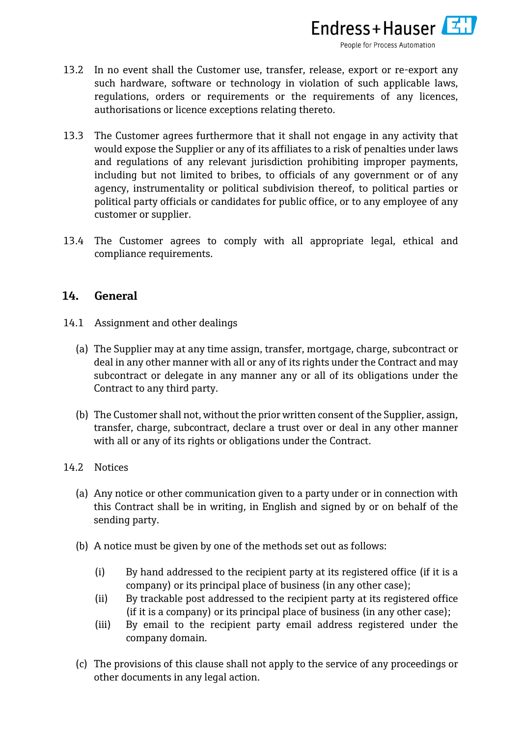13.2 In no event shall the Customer use, transfer, release, export or re-export any such hardware, software or technology in violation of such applicable laws, regulations, orders or requirements or the requirements of any licences, authorisations or licence exceptions relating thereto.

13.3 The Customer agrees furthermore that it shall not engage in any activity that would expose the Supplier or any of its affiliates to a risk of penalties under laws and regulations of any relevant jurisdiction prohibiting improper payments, including but not limited to bribes, to officials of any government or of any agency, instrumentality or political subdivision thereof, to political parties or political party officials or candidates for public office, or to any employee of any customer or supplier.

13.4 The Customer agrees to comply with all appropriate legal, ethical and compliance requirements.

## 14. General

14.1 Assignment and other dealings

(a) The Supplier may at any time assign, transfer, mortgage, charge, subcontract or deal in any other manner with all or any of its rights under the Contract and may subcontract or delegate in any manner any or all of its obligations under the Contract to any third party.

(b) The Customer shall not, without the prior written consent of the Supplier, assign, transfer, charge, subcontract, declare a trust over or deal in any other manner with all or any of its rights or obligations under the Contract.

14.2 Notices

(a) Any notice or other communication given to a party under or in connection with this Contract shall be in writing, in English and signed by or on behalf of the sending party.

(b) A notice must be given by one of the methods set out as follows:

(i) By hand addressed to the recipient party at its registered office (if it is a company) or its principal place of business (in any other case);
(ii) By trackable post addressed to the recipient party at its registered office (if it is a company) or its principal place of business (in any other case);
(iii) By email to the recipient party email address registered under the company domain.

(c) The provisions of this clause shall not apply to the service of any proceedings or other documents in any legal action.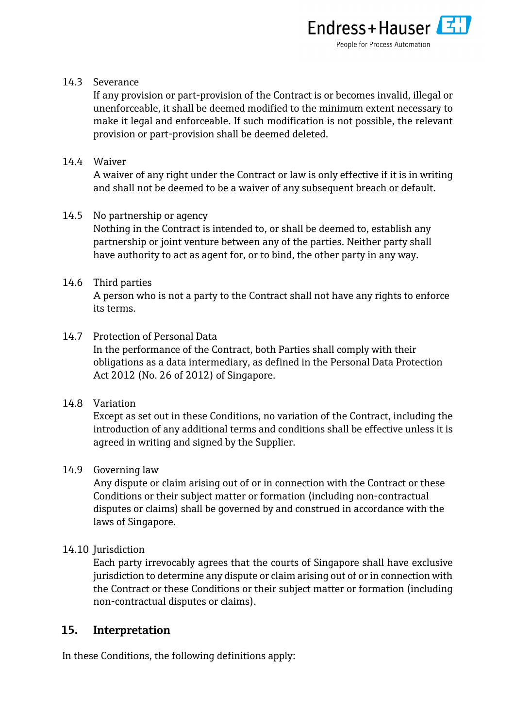14.3 Severance

If any provision or part-provision of the Contract is or becomes invalid, illegal or unenforceable, it shall be deemed modified to the minimum extent necessary to make it legal and enforceable. If such modification is not possible, the relevant provision or part-provision shall be deemed deleted.

14.4 Waiver

A waiver of any right under the Contract or law is only effective if it is in writing and shall not be deemed to be a waiver of any subsequent breach or default.

14.5 No partnership or agency

Nothing in the Contract is intended to, or shall be deemed to, establish any partnership or joint venture between any of the parties. Neither party shall have authority to act as agent for, or to bind, the other party in any way.

14.6 Third parties

A person who is not a party to the Contract shall not have any rights to enforce its terms.

14.7 Protection of Personal Data

In the performance of the Contract, both Parties shall comply with their obligations as a data intermediary, as defined in the Personal Data Protection Act 2012 (No. 26 of 2012) of Singapore.

14.8 Variation

Except as set out in these Conditions, no variation of the Contract, including the introduction of any additional terms and conditions shall be effective unless it is agreed in writing and signed by the Supplier.

14.9 Governing law

Any dispute or claim arising out of or in connection with the Contract or these Conditions or their subject matter or formation (including non-contractual disputes or claims) shall be governed by and construed in accordance with the laws of Singapore.

14.10 Jurisdiction

Each party irrevocably agrees that the courts of Singapore shall have exclusive jurisdiction to determine any dispute or claim arising out of or in connection with the Contract or these Conditions or their subject matter or formation (including non-contractual disputes or claims).

## 15. Interpretation

In these Conditions, the following definitions apply: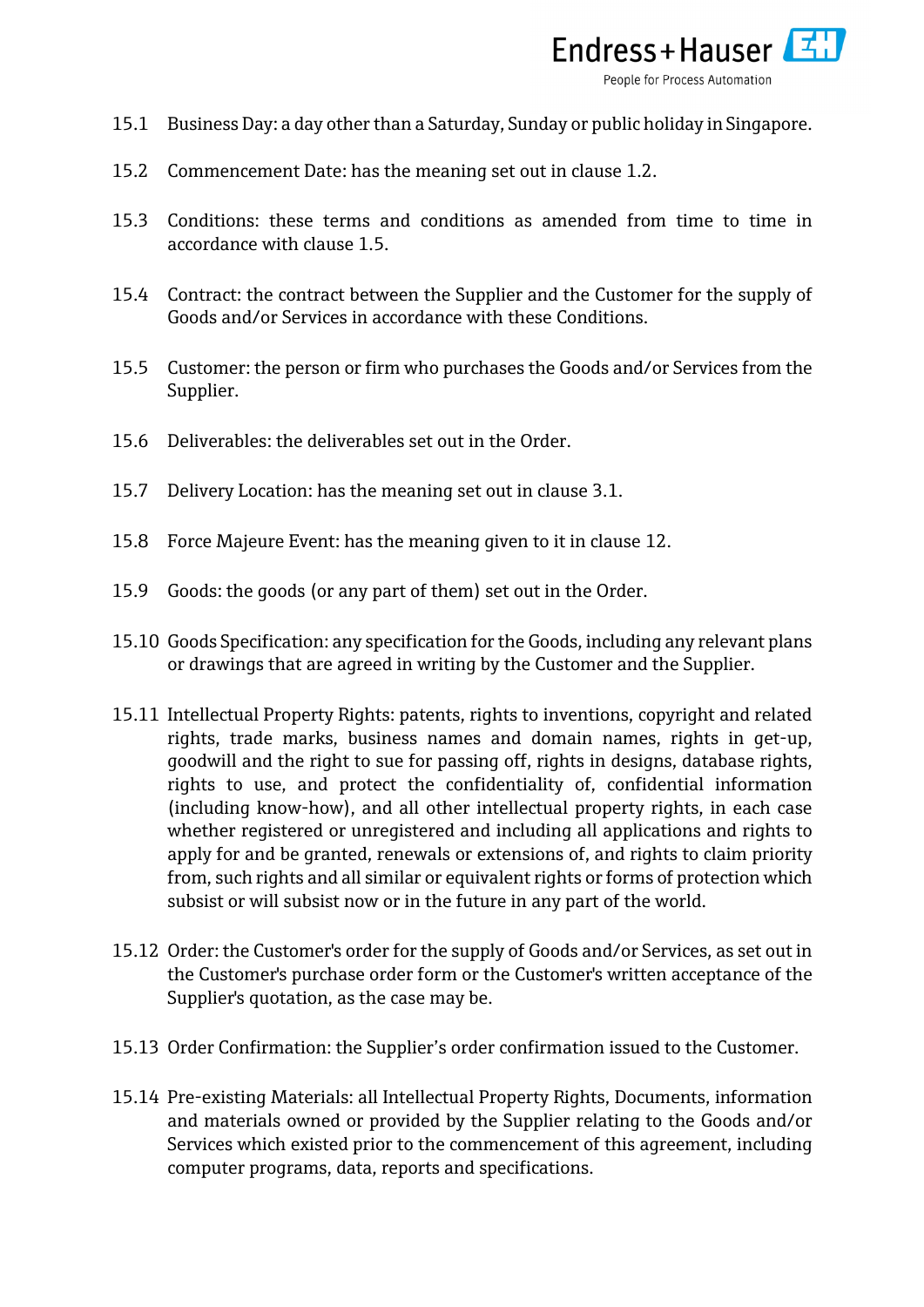15.1 Business Day: a day other than a Saturday, Sunday or public holiday in Singapore.

15.2 Commencement Date: has the meaning set out in clause 1.2.

15.3 Conditions: these terms and conditions as amended from time to time in accordance with clause 1.5.

15.4 Contract: the contract between the Supplier and the Customer for the supply of Goods and/or Services in accordance with these Conditions.

15.5 Customer: the person or firm who purchases the Goods and/or Services from the Supplier.

15.6 Deliverables: the deliverables set out in the Order.

15.7 Delivery Location: has the meaning set out in clause 3.1.

15.8 Force Majeure Event: has the meaning given to it in clause 12.

15.9 Goods: the goods (or any part of them) set out in the Order.

15.10 Goods Specification: any specification for the Goods, including any relevant plans or drawings that are agreed in writing by the Customer and the Supplier.

15.11 Intellectual Property Rights: patents, rights to inventions, copyright and related rights, trade marks, business names and domain names, rights in get-up, goodwill and the right to sue for passing off, rights in designs, database rights, rights to use, and protect the confidentiality of, confidential information (including know-how), and all other intellectual property rights, in each case whether registered or unregistered and including all applications and rights to apply for and be granted, renewals or extensions of, and rights to claim priority from, such rights and all similar or equivalent rights or forms of protection which subsist or will subsist now or in the future in any part of the world.

15.12 Order: the Customer's order for the supply of Goods and/or Services, as set out in the Customer's purchase order form or the Customer's written acceptance of the Supplier's quotation, as the case may be.

15.13 Order Confirmation: the Supplier's order confirmation issued to the Customer.

15.14 Pre-existing Materials: all Intellectual Property Rights, Documents, information and materials owned or provided by the Supplier relating to the Goods and/or Services which existed prior to the commencement of this agreement, including computer programs, data, reports and specifications.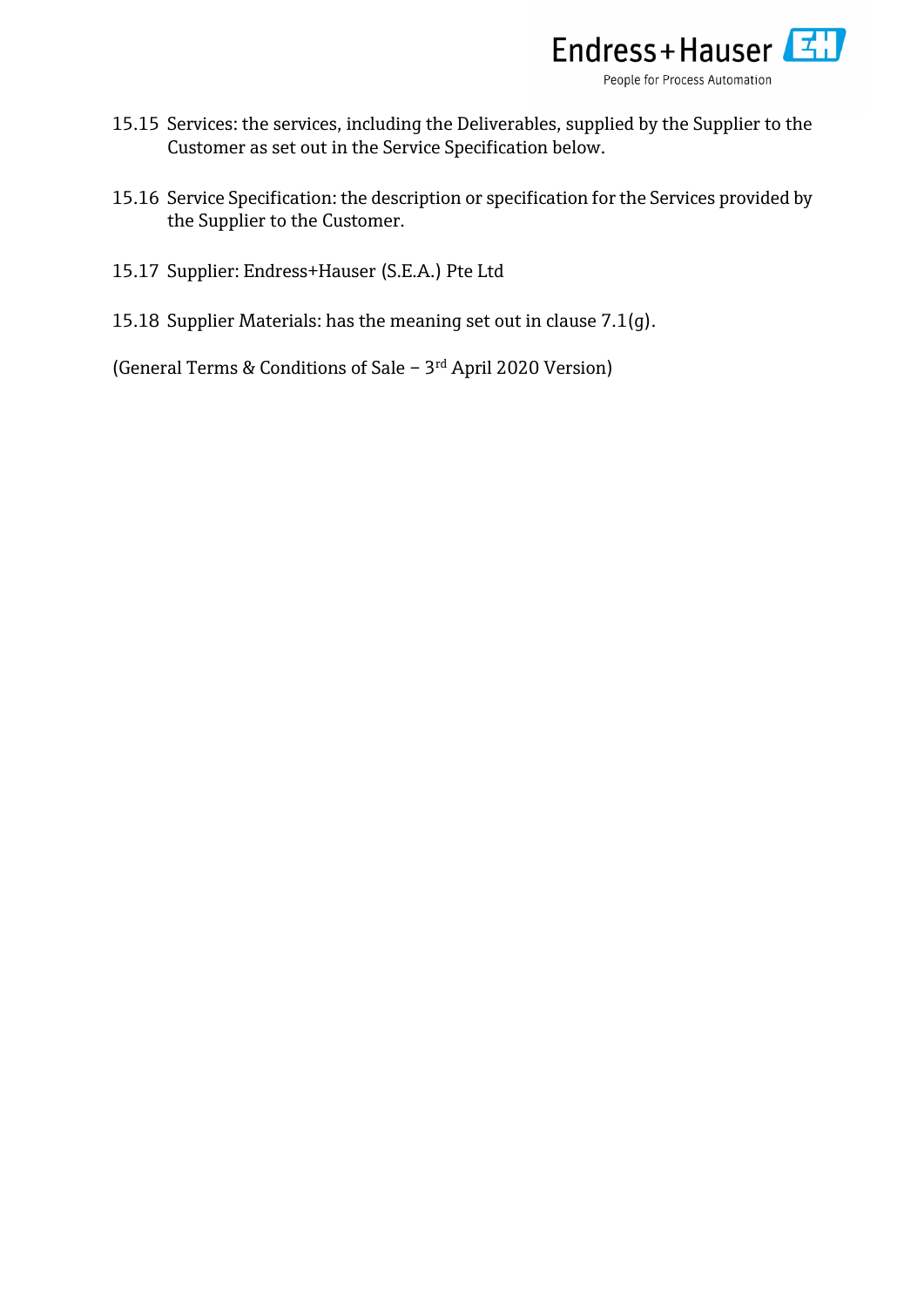15.15 Services: the services, including the Deliverables, supplied by the Supplier to the Customer as set out in the Service Specification below.

15.16 Service Specification: the description or specification for the Services provided by the Supplier to the Customer.

15.17 Supplier: Endress+Hauser (S.E.A.) Pte Ltd

15.18 Supplier Materials: has the meaning set out in clause 7.1(g).

(General Terms & Conditions of Sale – 3rd April 2020 Version)